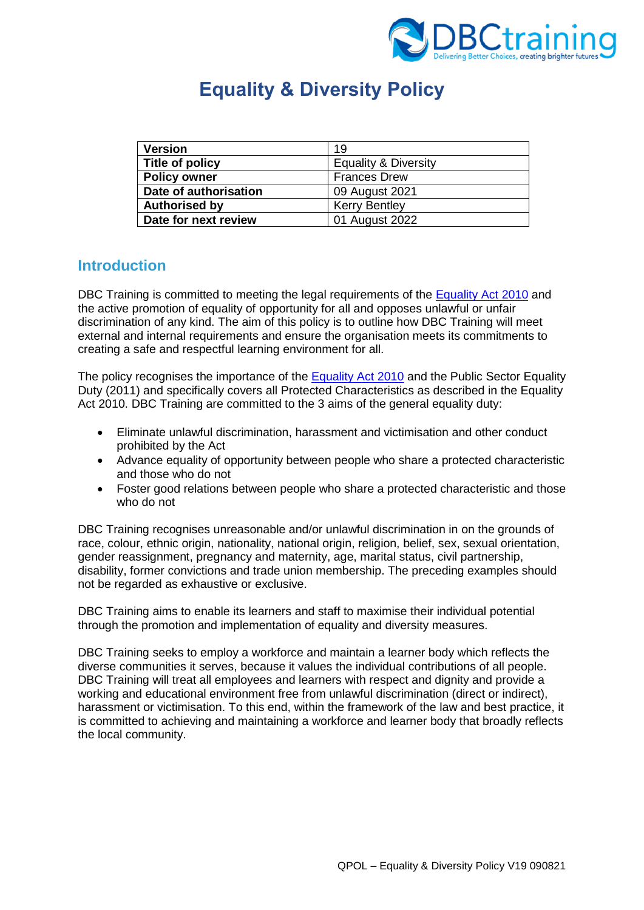# Equality & Diversity Policy

| **Version** | 19 |
| --- | --- |
| **Title of policy** | Equality & Diversity |
| **Policy owner** | Frances Drew |
| **Date of authorisation** | 09 August 2021 |
| **Authorised by** | Kerry Bentley |
| **Date for next review** | 01 August 2022 |

## Introduction

DBC Training is committed to meeting the legal requirements of the Equality Act 2010 and the active promotion of equality of opportunity for all and opposes unlawful or unfair discrimination of any kind. The aim of this policy is to outline how DBC Training will meet external and internal requirements and ensure the organisation meets its commitments to creating a safe and respectful learning environment for all.

The policy recognises the importance of the Equality Act 2010 and the Public Sector Equality Duty (2011) and specifically covers all Protected Characteristics as described in the Equality Act 2010. DBC Training are committed to the 3 aims of the general equality duty:

- Eliminate unlawful discrimination, harassment and victimisation and other conduct prohibited by the Act
- Advance equality of opportunity between people who share a protected characteristic and those who do not
- Foster good relations between people who share a protected characteristic and those who do not

DBC Training recognises unreasonable and/or unlawful discrimination in on the grounds of race, colour, ethnic origin, nationality, national origin, religion, belief, sex, sexual orientation, gender reassignment, pregnancy and maternity, age, marital status, civil partnership, disability, former convictions and trade union membership. The preceding examples should not be regarded as exhaustive or exclusive.

DBC Training aims to enable its learners and staff to maximise their individual potential through the promotion and implementation of equality and diversity measures.

DBC Training seeks to employ a workforce and maintain a learner body which reflects the diverse communities it serves, because it values the individual contributions of all people. DBC Training will treat all employees and learners with respect and dignity and provide a working and educational environment free from unlawful discrimination (direct or indirect), harassment or victimisation. To this end, within the framework of the law and best practice, it is committed to achieving and maintaining a workforce and learner body that broadly reflects the local community.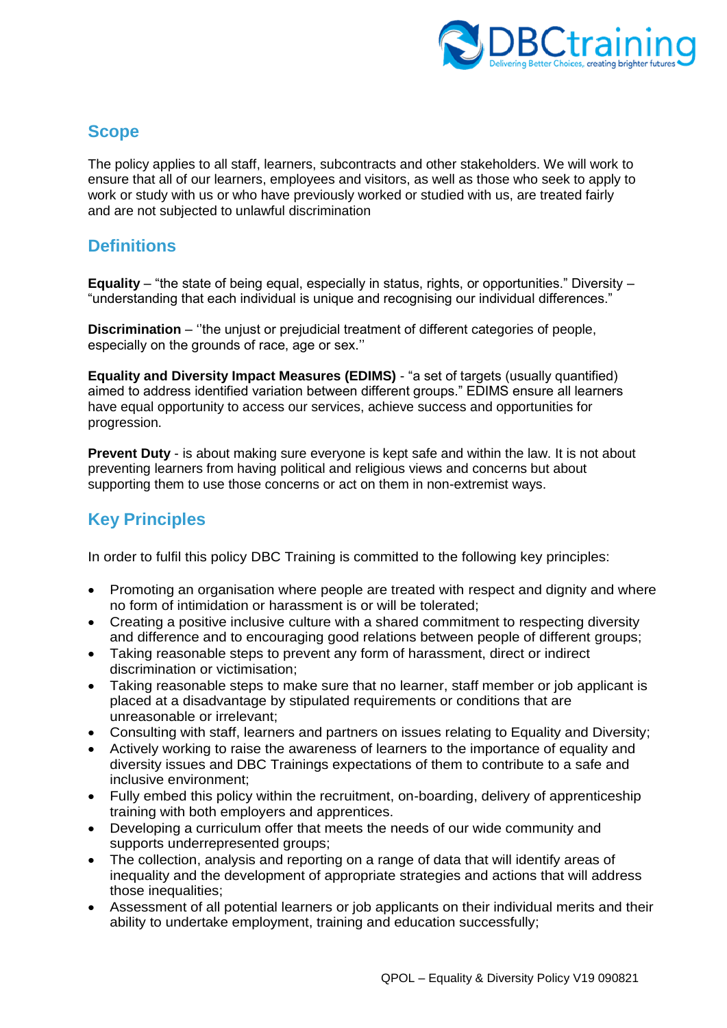## Scope

The policy applies to all staff, learners, subcontracts and other stakeholders. We will work to ensure that all of our learners, employees and visitors, as well as those who seek to apply to work or study with us or who have previously worked or studied with us, are treated fairly and are not subjected to unlawful discrimination

## Definitions

**Equality** – "the state of being equal, especially in status, rights, or opportunities." Diversity – "understanding that each individual is unique and recognising our individual differences."

**Discrimination** – ''the unjust or prejudicial treatment of different categories of people, especially on the grounds of race, age or sex.''

**Equality and Diversity Impact Measures (EDIMS)** - "a set of targets (usually quantified) aimed to address identified variation between different groups." EDIMS ensure all learners have equal opportunity to access our services, achieve success and opportunities for progression.

**Prevent Duty** - is about making sure everyone is kept safe and within the law. It is not about preventing learners from having political and religious views and concerns but about supporting them to use those concerns or act on them in non-extremist ways.

## Key Principles

In order to fulfil this policy DBC Training is committed to the following key principles:

- Promoting an organisation where people are treated with respect and dignity and where no form of intimidation or harassment is or will be tolerated;
- Creating a positive inclusive culture with a shared commitment to respecting diversity and difference and to encouraging good relations between people of different groups;
- Taking reasonable steps to prevent any form of harassment, direct or indirect discrimination or victimisation;
- Taking reasonable steps to make sure that no learner, staff member or job applicant is placed at a disadvantage by stipulated requirements or conditions that are unreasonable or irrelevant;
- Consulting with staff, learners and partners on issues relating to Equality and Diversity;
- Actively working to raise the awareness of learners to the importance of equality and diversity issues and DBC Trainings expectations of them to contribute to a safe and inclusive environment;
- Fully embed this policy within the recruitment, on-boarding, delivery of apprenticeship training with both employers and apprentices.
- Developing a curriculum offer that meets the needs of our wide community and supports underrepresented groups;
- The collection, analysis and reporting on a range of data that will identify areas of inequality and the development of appropriate strategies and actions that will address those inequalities;
- Assessment of all potential learners or job applicants on their individual merits and their ability to undertake employment, training and education successfully;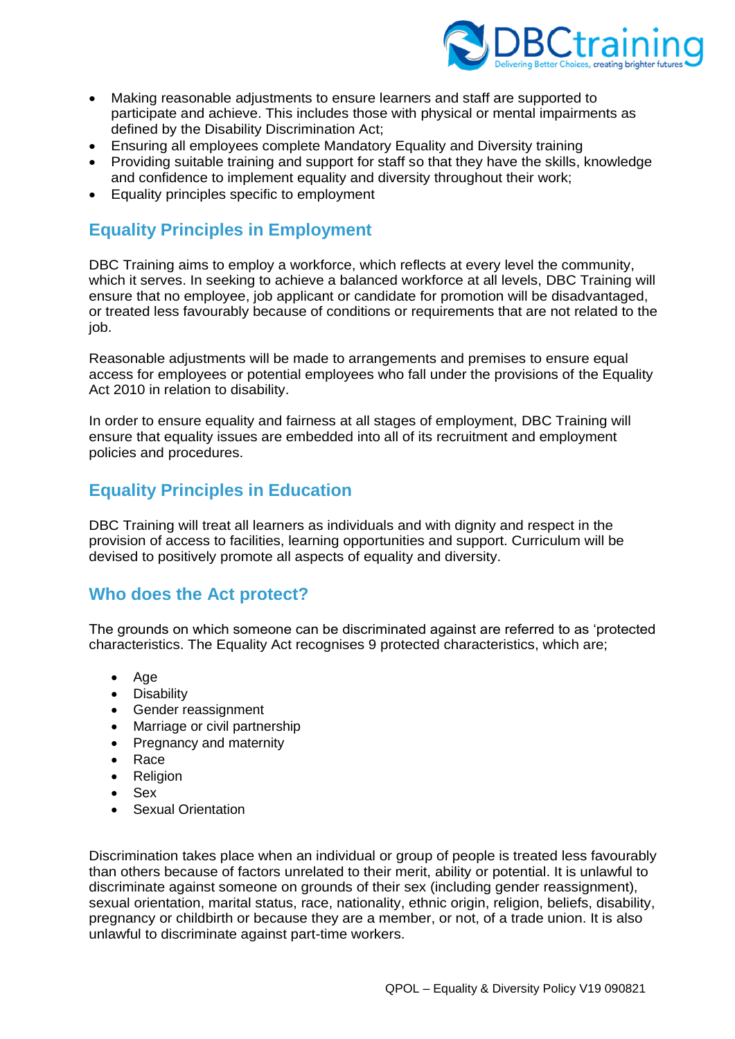- Making reasonable adjustments to ensure learners and staff are supported to participate and achieve. This includes those with physical or mental impairments as defined by the Disability Discrimination Act;
- Ensuring all employees complete Mandatory Equality and Diversity training
- Providing suitable training and support for staff so that they have the skills, knowledge and confidence to implement equality and diversity throughout their work;
- Equality principles specific to employment

## Equality Principles in Employment

DBC Training aims to employ a workforce, which reflects at every level the community, which it serves. In seeking to achieve a balanced workforce at all levels, DBC Training will ensure that no employee, job applicant or candidate for promotion will be disadvantaged, or treated less favourably because of conditions or requirements that are not related to the job.

Reasonable adjustments will be made to arrangements and premises to ensure equal access for employees or potential employees who fall under the provisions of the Equality Act 2010 in relation to disability.

In order to ensure equality and fairness at all stages of employment, DBC Training will ensure that equality issues are embedded into all of its recruitment and employment policies and procedures.

## Equality Principles in Education

DBC Training will treat all learners as individuals and with dignity and respect in the provision of access to facilities, learning opportunities and support. Curriculum will be devised to positively promote all aspects of equality and diversity.

## Who does the Act protect?

The grounds on which someone can be discriminated against are referred to as 'protected characteristics. The Equality Act recognises 9 protected characteristics, which are;

- Age
- Disability
- Gender reassignment
- Marriage or civil partnership
- Pregnancy and maternity
- Race
- Religion
- Sex
- Sexual Orientation

Discrimination takes place when an individual or group of people is treated less favourably than others because of factors unrelated to their merit, ability or potential. It is unlawful to discriminate against someone on grounds of their sex (including gender reassignment), sexual orientation, marital status, race, nationality, ethnic origin, religion, beliefs, disability, pregnancy or childbirth or because they are a member, or not, of a trade union. It is also unlawful to discriminate against part-time workers.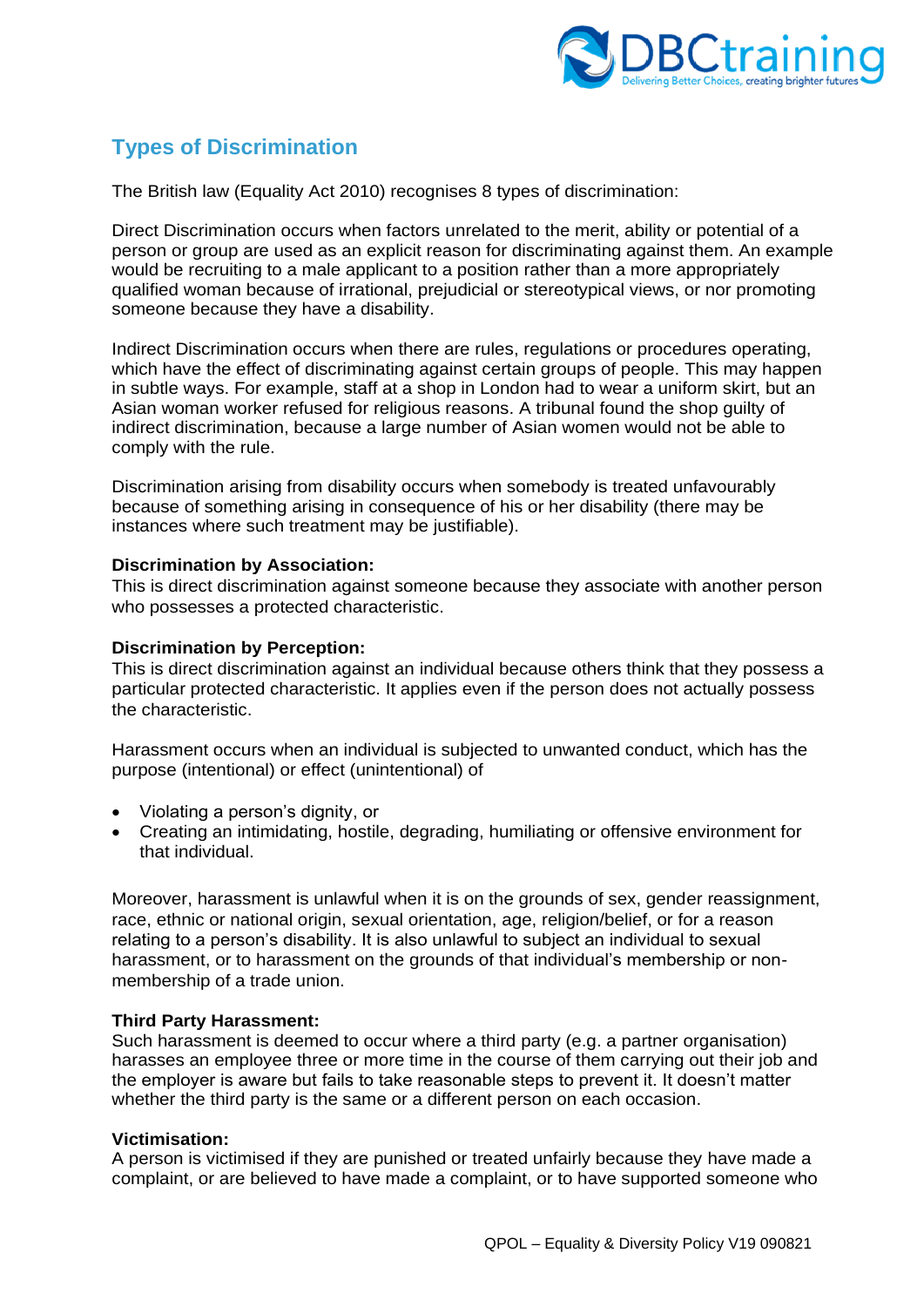## Types of Discrimination

The British law (Equality Act 2010) recognises 8 types of discrimination:

Direct Discrimination occurs when factors unrelated to the merit, ability or potential of a person or group are used as an explicit reason for discriminating against them. An example would be recruiting to a male applicant to a position rather than a more appropriately qualified woman because of irrational, prejudicial or stereotypical views, or nor promoting someone because they have a disability.

Indirect Discrimination occurs when there are rules, regulations or procedures operating, which have the effect of discriminating against certain groups of people. This may happen in subtle ways. For example, staff at a shop in London had to wear a uniform skirt, but an Asian woman worker refused for religious reasons. A tribunal found the shop guilty of indirect discrimination, because a large number of Asian women would not be able to comply with the rule.

Discrimination arising from disability occurs when somebody is treated unfavourably because of something arising in consequence of his or her disability (there may be instances where such treatment may be justifiable).

**Discrimination by Association:**
This is direct discrimination against someone because they associate with another person who possesses a protected characteristic.

**Discrimination by Perception:**
This is direct discrimination against an individual because others think that they possess a particular protected characteristic. It applies even if the person does not actually possess the characteristic.

Harassment occurs when an individual is subjected to unwanted conduct, which has the purpose (intentional) or effect (unintentional) of

- Violating a person's dignity, or
- Creating an intimidating, hostile, degrading, humiliating or offensive environment for that individual.

Moreover, harassment is unlawful when it is on the grounds of sex, gender reassignment, race, ethnic or national origin, sexual orientation, age, religion/belief, or for a reason relating to a person's disability. It is also unlawful to subject an individual to sexual harassment, or to harassment on the grounds of that individual's membership or non-membership of a trade union.

**Third Party Harassment:**
Such harassment is deemed to occur where a third party (e.g. a partner organisation) harasses an employee three or more time in the course of them carrying out their job and the employer is aware but fails to take reasonable steps to prevent it. It doesn't matter whether the third party is the same or a different person on each occasion.

**Victimisation:**
A person is victimised if they are punished or treated unfairly because they have made a complaint, or are believed to have made a complaint, or to have supported someone who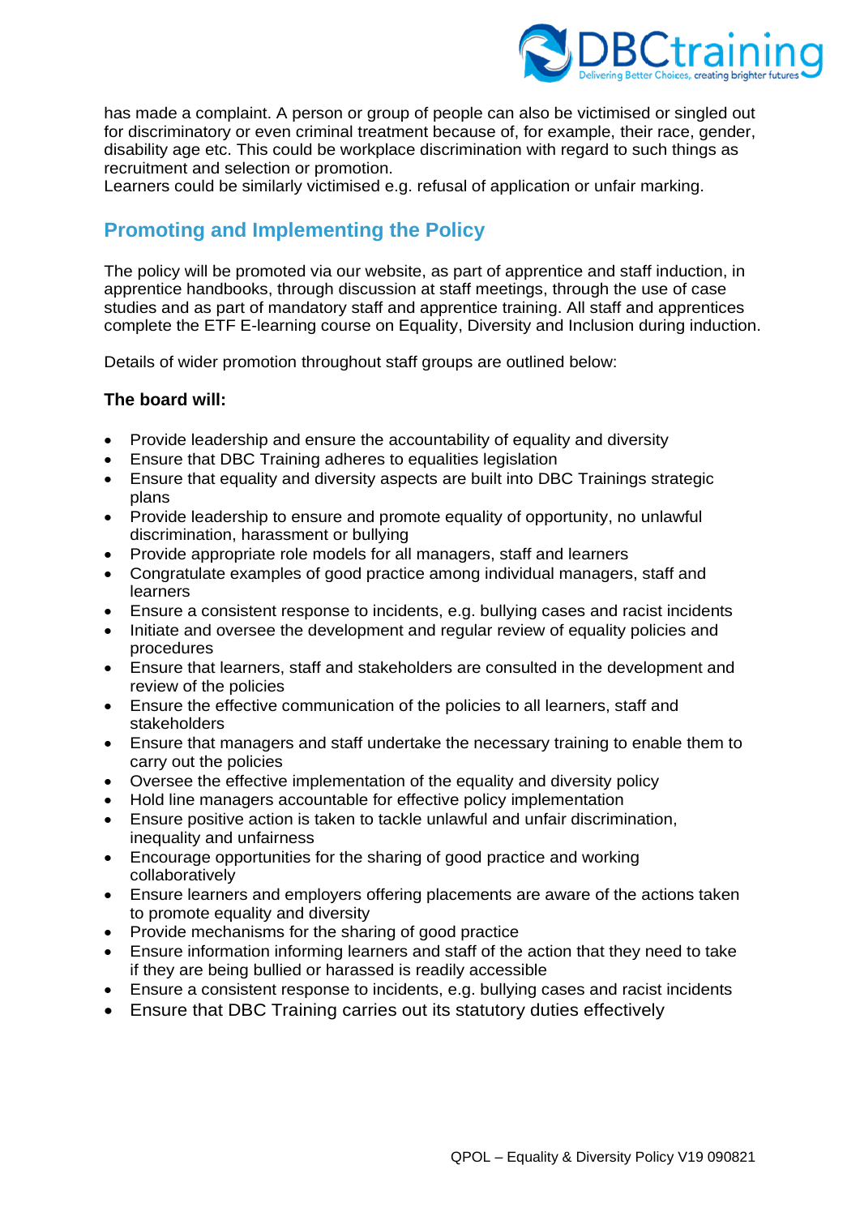has made a complaint. A person or group of people can also be victimised or singled out for discriminatory or even criminal treatment because of, for example, their race, gender, disability age etc. This could be workplace discrimination with regard to such things as recruitment and selection or promotion.
Learners could be similarly victimised e.g. refusal of application or unfair marking.

## Promoting and Implementing the Policy

The policy will be promoted via our website, as part of apprentice and staff induction, in apprentice handbooks, through discussion at staff meetings, through the use of case studies and as part of mandatory staff and apprentice training. All staff and apprentices complete the ETF E-learning course on Equality, Diversity and Inclusion during induction.

Details of wider promotion throughout staff groups are outlined below:

**The board will:**

- Provide leadership and ensure the accountability of equality and diversity
- Ensure that DBC Training adheres to equalities legislation
- Ensure that equality and diversity aspects are built into DBC Trainings strategic plans
- Provide leadership to ensure and promote equality of opportunity, no unlawful discrimination, harassment or bullying
- Provide appropriate role models for all managers, staff and learners
- Congratulate examples of good practice among individual managers, staff and learners
- Ensure a consistent response to incidents, e.g. bullying cases and racist incidents
- Initiate and oversee the development and regular review of equality policies and procedures
- Ensure that learners, staff and stakeholders are consulted in the development and review of the policies
- Ensure the effective communication of the policies to all learners, staff and stakeholders
- Ensure that managers and staff undertake the necessary training to enable them to carry out the policies
- Oversee the effective implementation of the equality and diversity policy
- Hold line managers accountable for effective policy implementation
- Ensure positive action is taken to tackle unlawful and unfair discrimination, inequality and unfairness
- Encourage opportunities for the sharing of good practice and working collaboratively
- Ensure learners and employers offering placements are aware of the actions taken to promote equality and diversity
- Provide mechanisms for the sharing of good practice
- Ensure information informing learners and staff of the action that they need to take if they are being bullied or harassed is readily accessible
- Ensure a consistent response to incidents, e.g. bullying cases and racist incidents
- Ensure that DBC Training carries out its statutory duties effectively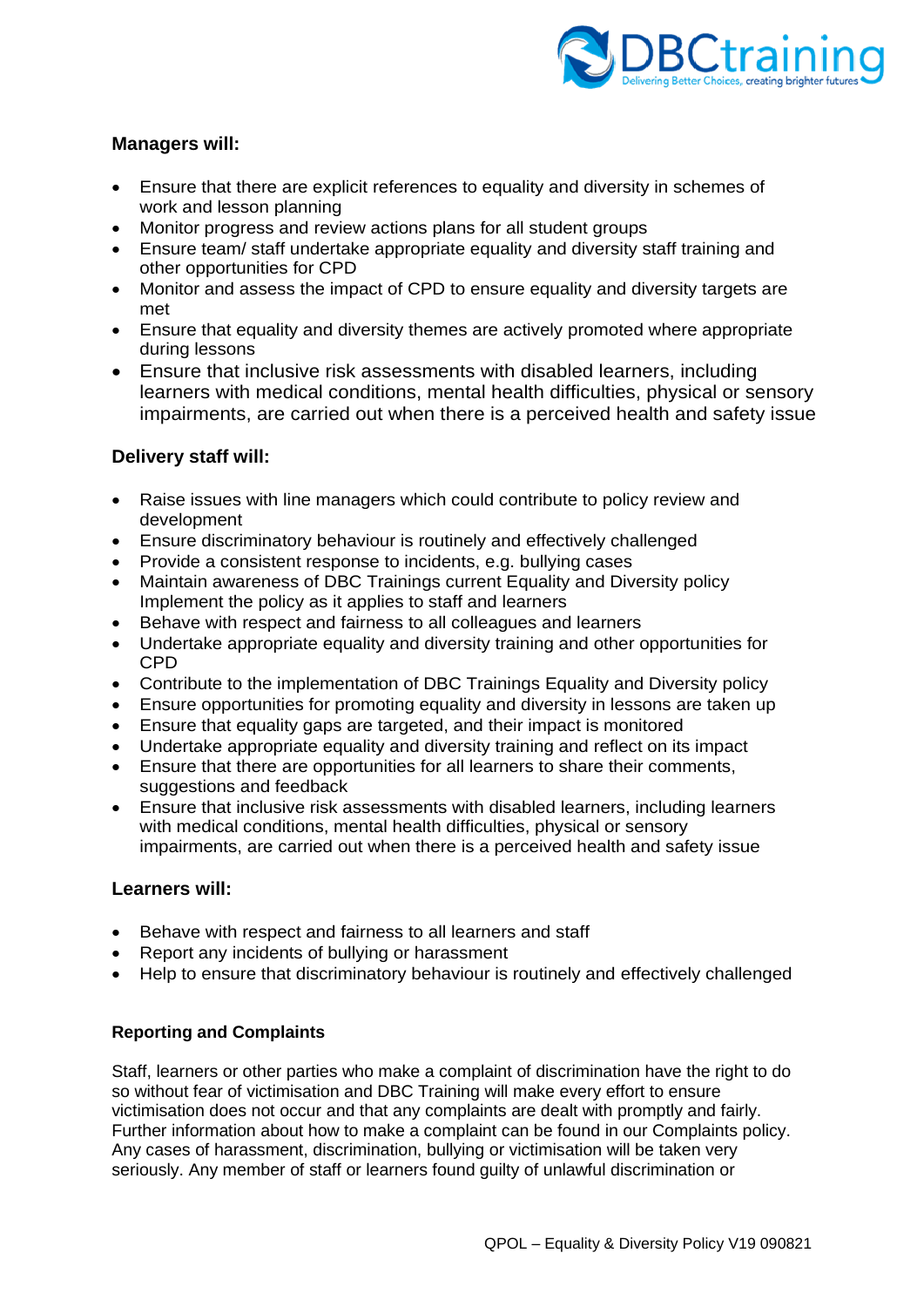**Managers will:**

- Ensure that there are explicit references to equality and diversity in schemes of work and lesson planning
- Monitor progress and review actions plans for all student groups
- Ensure team/ staff undertake appropriate equality and diversity staff training and other opportunities for CPD
- Monitor and assess the impact of CPD to ensure equality and diversity targets are met
- Ensure that equality and diversity themes are actively promoted where appropriate during lessons
- Ensure that inclusive risk assessments with disabled learners, including learners with medical conditions, mental health difficulties, physical or sensory impairments, are carried out when there is a perceived health and safety issue

**Delivery staff will:**

- Raise issues with line managers which could contribute to policy review and development
- Ensure discriminatory behaviour is routinely and effectively challenged
- Provide a consistent response to incidents, e.g. bullying cases
- Maintain awareness of DBC Trainings current Equality and Diversity policy Implement the policy as it applies to staff and learners
- Behave with respect and fairness to all colleagues and learners
- Undertake appropriate equality and diversity training and other opportunities for CPD
- Contribute to the implementation of DBC Trainings Equality and Diversity policy
- Ensure opportunities for promoting equality and diversity in lessons are taken up
- Ensure that equality gaps are targeted, and their impact is monitored
- Undertake appropriate equality and diversity training and reflect on its impact
- Ensure that there are opportunities for all learners to share their comments, suggestions and feedback
- Ensure that inclusive risk assessments with disabled learners, including learners with medical conditions, mental health difficulties, physical or sensory impairments, are carried out when there is a perceived health and safety issue

**Learners will:**

- Behave with respect and fairness to all learners and staff
- Report any incidents of bullying or harassment
- Help to ensure that discriminatory behaviour is routinely and effectively challenged

**Reporting and Complaints**

Staff, learners or other parties who make a complaint of discrimination have the right to do so without fear of victimisation and DBC Training will make every effort to ensure victimisation does not occur and that any complaints are dealt with promptly and fairly. Further information about how to make a complaint can be found in our Complaints policy. Any cases of harassment, discrimination, bullying or victimisation will be taken very seriously. Any member of staff or learners found guilty of unlawful discrimination or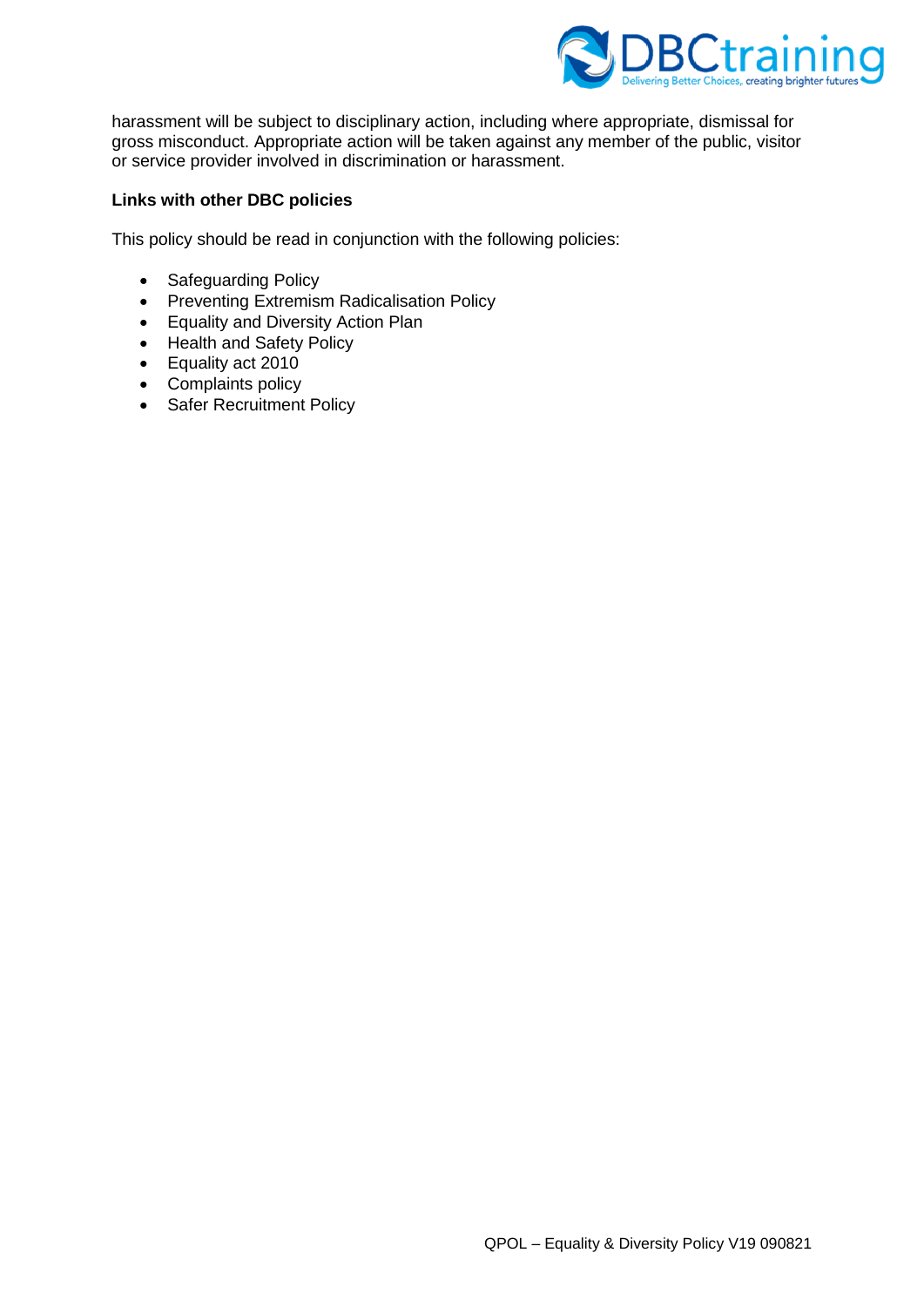harassment will be subject to disciplinary action, including where appropriate, dismissal for gross misconduct. Appropriate action will be taken against any member of the public, visitor or service provider involved in discrimination or harassment.

**Links with other DBC policies**

This policy should be read in conjunction with the following policies:

- Safeguarding Policy
- Preventing Extremism Radicalisation Policy
- Equality and Diversity Action Plan
- Health and Safety Policy
- Equality act 2010
- Complaints policy
- Safer Recruitment Policy